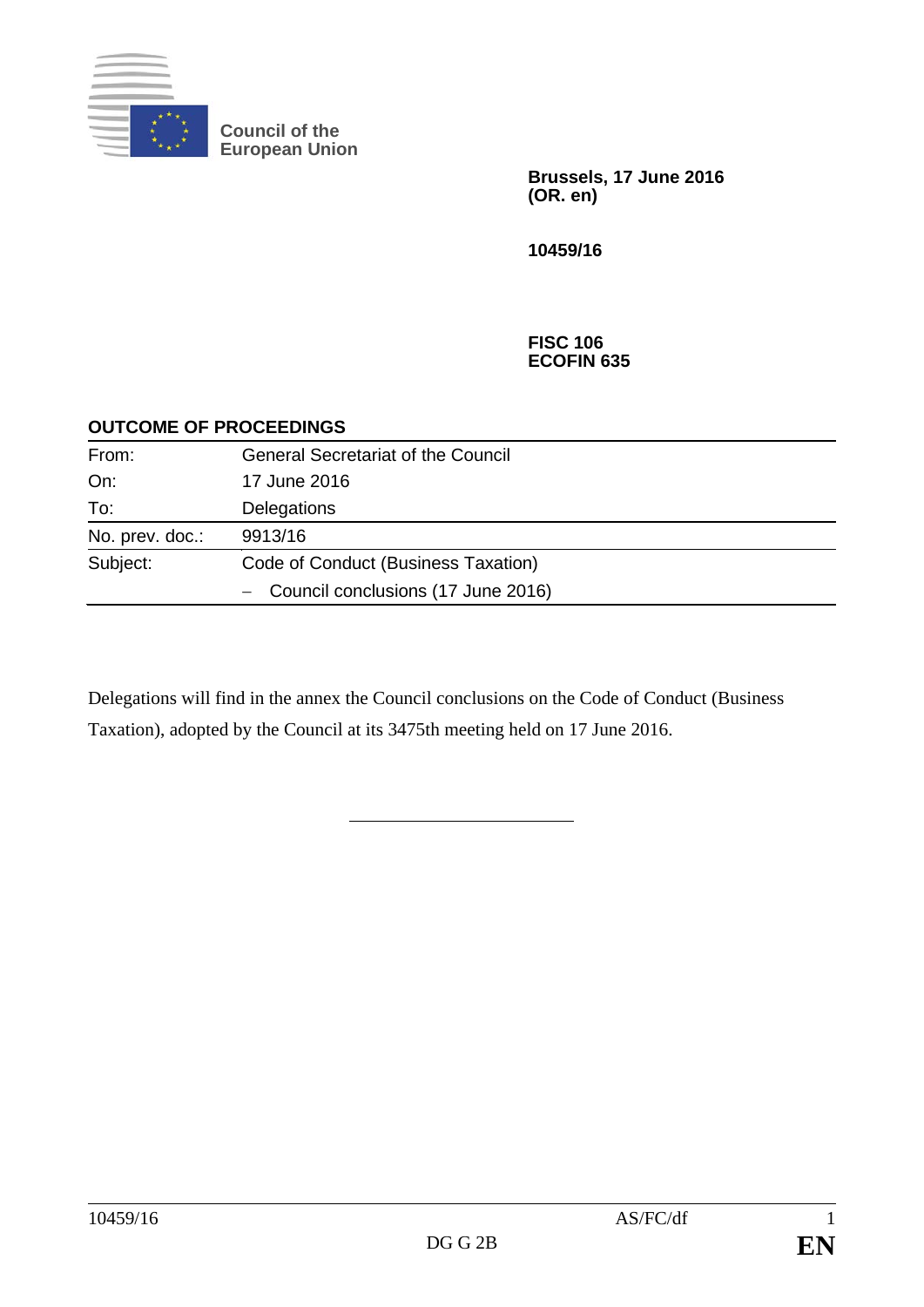Council of the European Union

**Brussels, 17 June 2016**
**(OR. en)**

**10459/16**

**FISC 106**
**ECOFIN 635**

## OUTCOME OF PROCEEDINGS

| | |
|---|---|
| From: | General Secretariat of the Council |
| On: | 17 June 2016 |
| To: | Delegations |
| No. prev. doc.: | 9913/16 |
| Subject: | Code of Conduct (Business Taxation)<br>– Council conclusions (17 June 2016) |

Delegations will find in the annex the Council conclusions on the Code of Conduct (Business Taxation), adopted by the Council at its 3475th meeting held on 17 June 2016.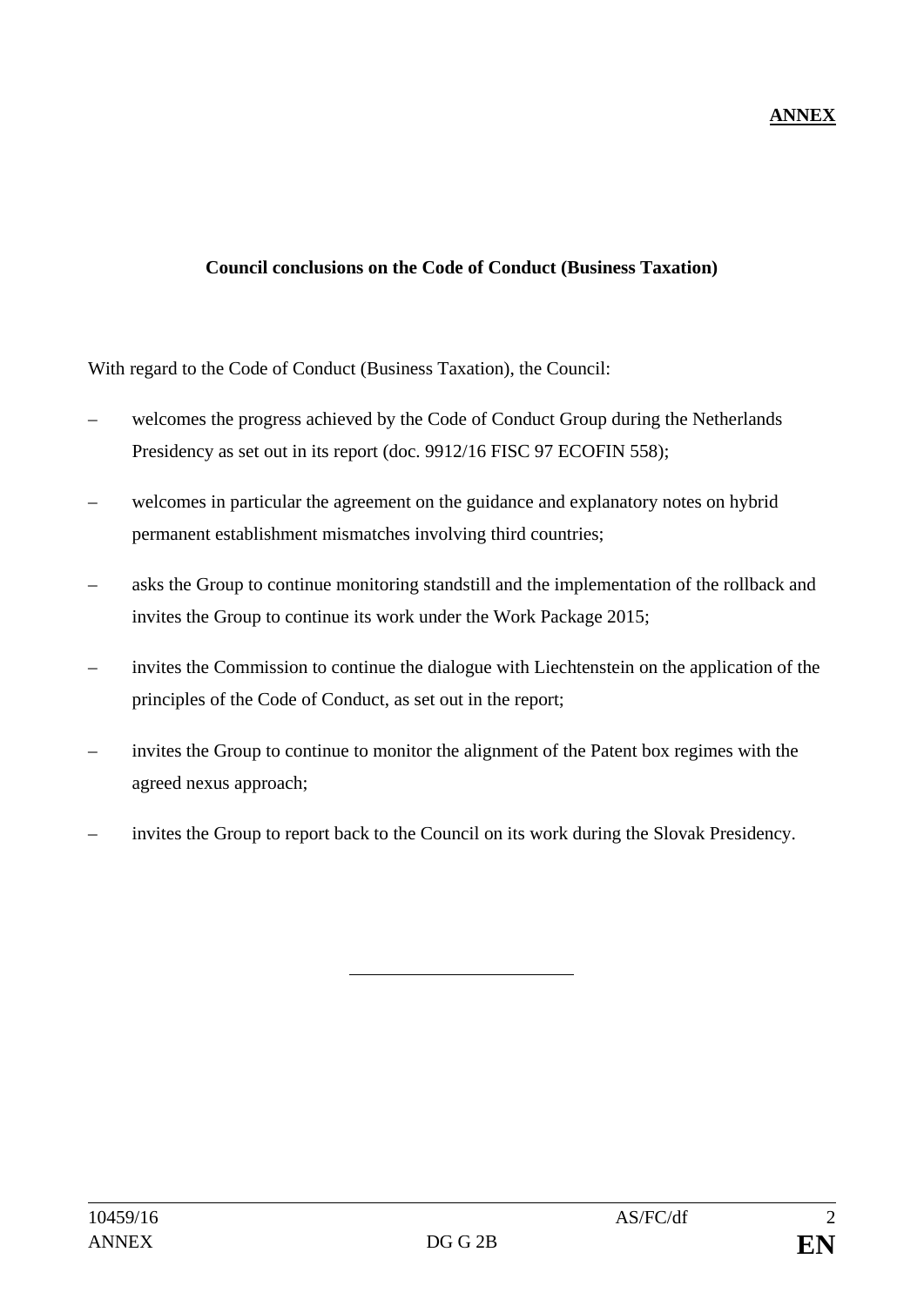**ANNEX**

**Council conclusions on the Code of Conduct (Business Taxation)**

With regard to the Code of Conduct (Business Taxation), the Council:

- welcomes the progress achieved by the Code of Conduct Group during the Netherlands Presidency as set out in its report (doc. 9912/16 FISC 97 ECOFIN 558);
- welcomes in particular the agreement on the guidance and explanatory notes on hybrid permanent establishment mismatches involving third countries;
- asks the Group to continue monitoring standstill and the implementation of the rollback and invites the Group to continue its work under the Work Package 2015;
- invites the Commission to continue the dialogue with Liechtenstein on the application of the principles of the Code of Conduct, as set out in the report;
- invites the Group to continue to monitor the alignment of the Patent box regimes with the agreed nexus approach;
- invites the Group to report back to the Council on its work during the Slovak Presidency.